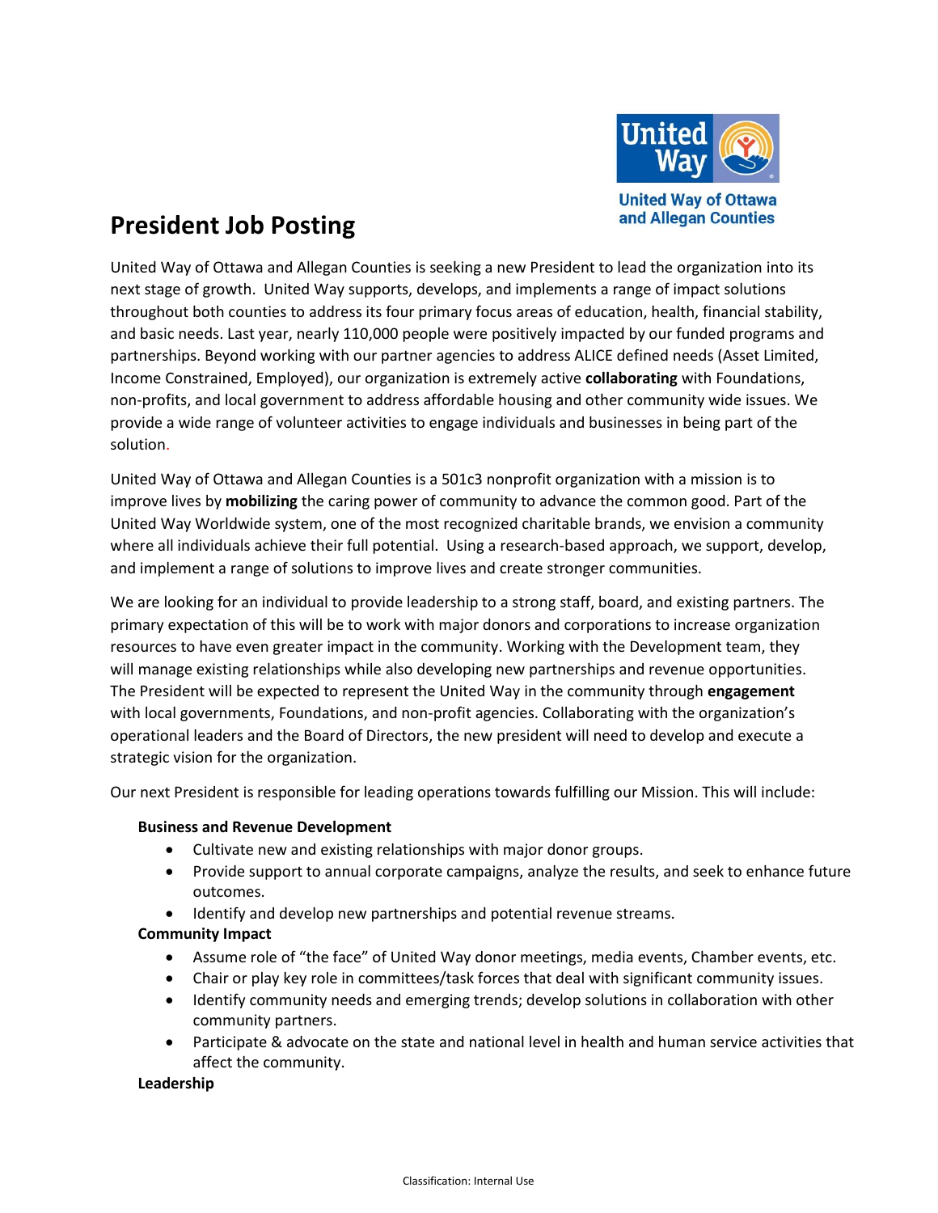United Way of Ottawa and Allegan Counties

# President Job Posting

United Way of Ottawa and Allegan Counties is seeking a new President to lead the organization into its next stage of growth. United Way supports, develops, and implements a range of impact solutions throughout both counties to address its four primary focus areas of education, health, financial stability, and basic needs. Last year, nearly 110,000 people were positively impacted by our funded programs and partnerships. Beyond working with our partner agencies to address ALICE defined needs (Asset Limited, Income Constrained, Employed), our organization is extremely active **collaborating** with Foundations, non-profits, and local government to address affordable housing and other community wide issues. We provide a wide range of volunteer activities to engage individuals and businesses in being part of the solution.

United Way of Ottawa and Allegan Counties is a 501c3 nonprofit organization with a mission is to improve lives by **mobilizing** the caring power of community to advance the common good. Part of the United Way Worldwide system, one of the most recognized charitable brands, we envision a community where all individuals achieve their full potential. Using a research-based approach, we support, develop, and implement a range of solutions to improve lives and create stronger communities.

We are looking for an individual to provide leadership to a strong staff, board, and existing partners. The primary expectation of this will be to work with major donors and corporations to increase organization resources to have even greater impact in the community. Working with the Development team, they will manage existing relationships while also developing new partnerships and revenue opportunities. The President will be expected to represent the United Way in the community through **engagement** with local governments, Foundations, and non-profit agencies. Collaborating with the organization's operational leaders and the Board of Directors, the new president will need to develop and execute a strategic vision for the organization.

Our next President is responsible for leading operations towards fulfilling our Mission. This will include:

**Business and Revenue Development**

- Cultivate new and existing relationships with major donor groups.
- Provide support to annual corporate campaigns, analyze the results, and seek to enhance future outcomes.
- Identify and develop new partnerships and potential revenue streams.

**Community Impact**

- Assume role of "the face" of United Way donor meetings, media events, Chamber events, etc.
- Chair or play key role in committees/task forces that deal with significant community issues.
- Identify community needs and emerging trends; develop solutions in collaboration with other community partners.
- Participate & advocate on the state and national level in health and human service activities that affect the community.

**Leadership**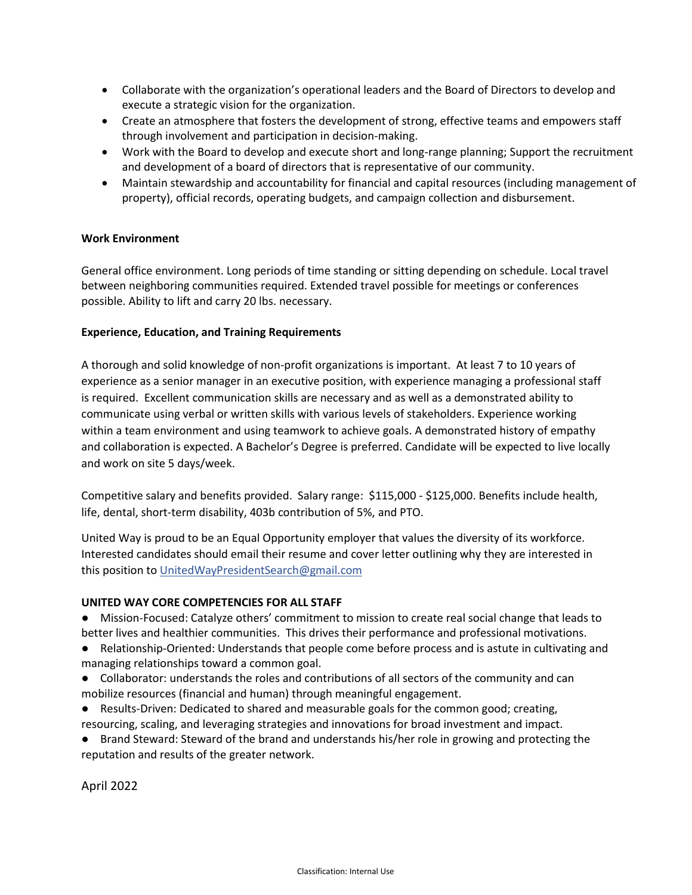- Collaborate with the organization's operational leaders and the Board of Directors to develop and execute a strategic vision for the organization.
- Create an atmosphere that fosters the development of strong, effective teams and empowers staff through involvement and participation in decision-making.
- Work with the Board to develop and execute short and long-range planning; Support the recruitment and development of a board of directors that is representative of our community.
- Maintain stewardship and accountability for financial and capital resources (including management of property), official records, operating budgets, and campaign collection and disbursement.

**Work Environment**

General office environment. Long periods of time standing or sitting depending on schedule. Local travel between neighboring communities required. Extended travel possible for meetings or conferences possible. Ability to lift and carry 20 lbs. necessary.

**Experience, Education, and Training Requirements**

A thorough and solid knowledge of non-profit organizations is important. At least 7 to 10 years of experience as a senior manager in an executive position, with experience managing a professional staff is required. Excellent communication skills are necessary and as well as a demonstrated ability to communicate using verbal or written skills with various levels of stakeholders. Experience working within a team environment and using teamwork to achieve goals. A demonstrated history of empathy and collaboration is expected. A Bachelor's Degree is preferred. Candidate will be expected to live locally and work on site 5 days/week.

Competitive salary and benefits provided. Salary range: $115,000 - $125,000. Benefits include health, life, dental, short-term disability, 403b contribution of 5%, and PTO.

United Way is proud to be an Equal Opportunity employer that values the diversity of its workforce. Interested candidates should email their resume and cover letter outlining why they are interested in this position to UnitedWayPresidentSearch@gmail.com

**UNITED WAY CORE COMPETENCIES FOR ALL STAFF**

- Mission-Focused: Catalyze others' commitment to mission to create real social change that leads to better lives and healthier communities. This drives their performance and professional motivations.
- Relationship-Oriented: Understands that people come before process and is astute in cultivating and managing relationships toward a common goal.
- Collaborator: understands the roles and contributions of all sectors of the community and can mobilize resources (financial and human) through meaningful engagement.
- Results-Driven: Dedicated to shared and measurable goals for the common good; creating, resourcing, scaling, and leveraging strategies and innovations for broad investment and impact.
- Brand Steward: Steward of the brand and understands his/her role in growing and protecting the reputation and results of the greater network.

April 2022